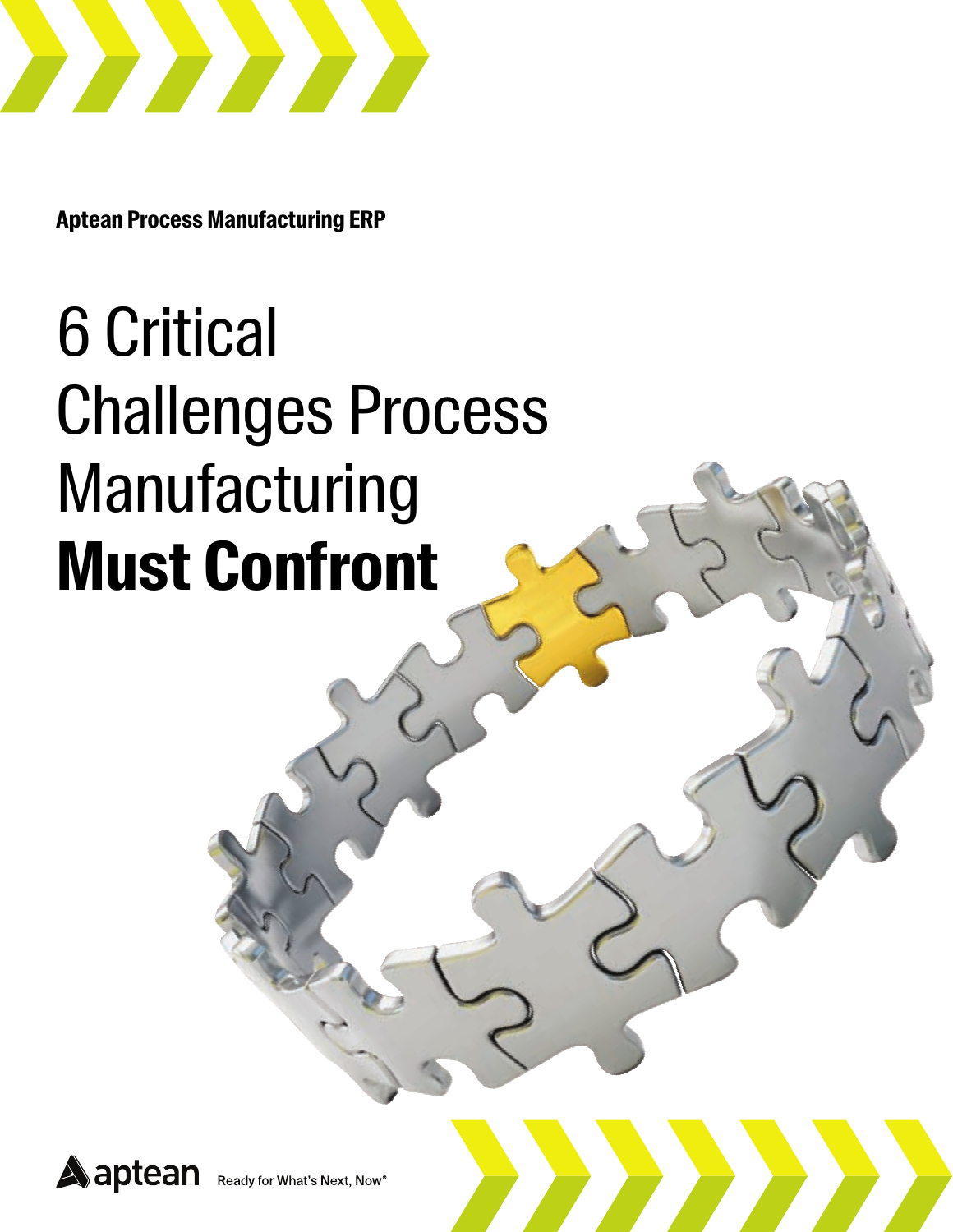**Aptean Process Manufacturing ERP**

# 6 Critical Challenges Process Manufacturing **Must Confront**

aptean Ready for What's Next, Now®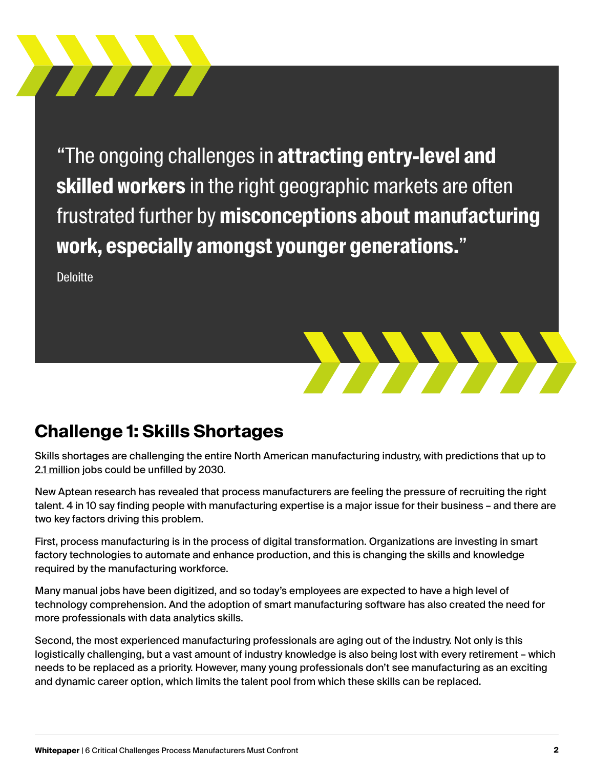> “The ongoing challenges in **attracting entry-level and skilled workers** in the right geographic markets are often frustrated further by **misconceptions about manufacturing work, especially amongst younger generations.**”
>
> Deloitte

## Challenge 1: Skills Shortages

Skills shortages are challenging the entire North American manufacturing industry, with predictions that up to 2.1 million jobs could be unfilled by 2030.

New Aptean research has revealed that process manufacturers are feeling the pressure of recruiting the right talent. 4 in 10 say finding people with manufacturing expertise is a major issue for their business – and there are two key factors driving this problem.

First, process manufacturing is in the process of digital transformation. Organizations are investing in smart factory technologies to automate and enhance production, and this is changing the skills and knowledge required by the manufacturing workforce.

Many manual jobs have been digitized, and so today’s employees are expected to have a high level of technology comprehension. And the adoption of smart manufacturing software has also created the need for more professionals with data analytics skills.

Second, the most experienced manufacturing professionals are aging out of the industry. Not only is this logistically challenging, but a vast amount of industry knowledge is also being lost with every retirement – which needs to be replaced as a priority. However, many young professionals don’t see manufacturing as an exciting and dynamic career option, which limits the talent pool from which these skills can be replaced.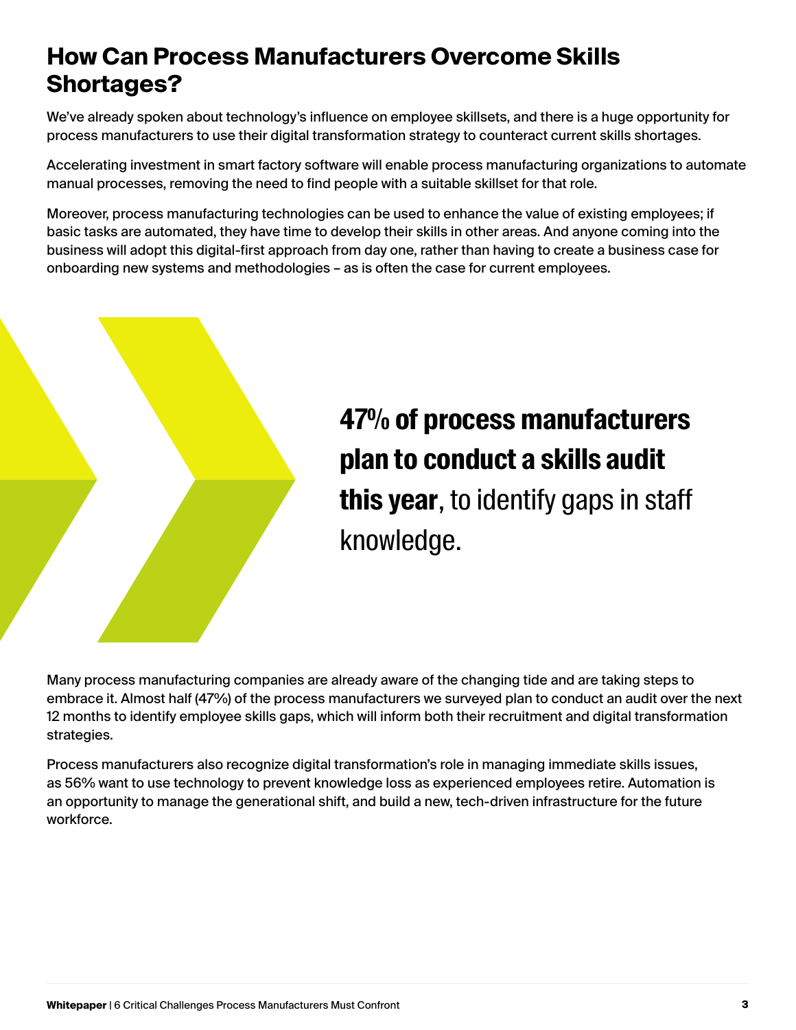# How Can Process Manufacturers Overcome Skills Shortages?

We've already spoken about technology's influence on employee skillsets, and there is a huge opportunity for process manufacturers to use their digital transformation strategy to counteract current skills shortages.

Accelerating investment in smart factory software will enable process manufacturing organizations to automate manual processes, removing the need to find people with a suitable skillset for that role.

Moreover, process manufacturing technologies can be used to enhance the value of existing employees; if basic tasks are automated, they have time to develop their skills in other areas. And anyone coming into the business will adopt this digital-first approach from day one, rather than having to create a business case for onboarding new systems and methodologies – as is often the case for current employees.

**47% of process manufacturers plan to conduct a skills audit this year**, to identify gaps in staff knowledge.

Many process manufacturing companies are already aware of the changing tide and are taking steps to embrace it. Almost half (47%) of the process manufacturers we surveyed plan to conduct an audit over the next 12 months to identify employee skills gaps, which will inform both their recruitment and digital transformation strategies.

Process manufacturers also recognize digital transformation's role in managing immediate skills issues, as 56% want to use technology to prevent knowledge loss as experienced employees retire. Automation is an opportunity to manage the generational shift, and build a new, tech-driven infrastructure for the future workforce.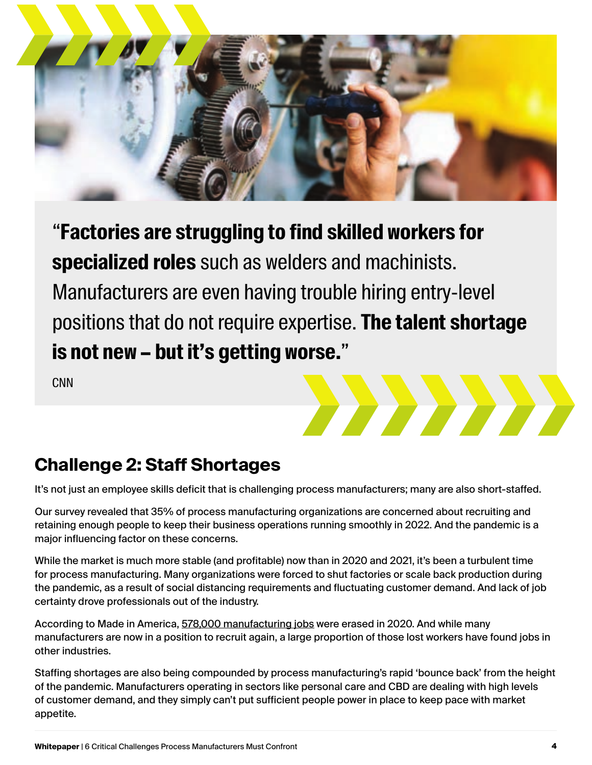> "**Factories are struggling to find skilled workers for specialized roles** such as welders and machinists. Manufacturers are even having trouble hiring entry-level positions that do not require expertise. **The talent shortage is not new – but it's getting worse.**"
>
> CNN

## Challenge 2: Staff Shortages

It's not just an employee skills deficit that is challenging process manufacturers; many are also short-staffed.

Our survey revealed that 35% of process manufacturing organizations are concerned about recruiting and retaining enough people to keep their business operations running smoothly in 2022. And the pandemic is a major influencing factor on these concerns.

While the market is much more stable (and profitable) now than in 2020 and 2021, it's been a turbulent time for process manufacturing. Many organizations were forced to shut factories or scale back production during the pandemic, as a result of social distancing requirements and fluctuating customer demand. And lack of job certainty drove professionals out of the industry.

According to Made in America, 578,000 manufacturing jobs were erased in 2020. And while many manufacturers are now in a position to recruit again, a large proportion of those lost workers have found jobs in other industries.

Staffing shortages are also being compounded by process manufacturing's rapid 'bounce back' from the height of the pandemic. Manufacturers operating in sectors like personal care and CBD are dealing with high levels of customer demand, and they simply can't put sufficient people power in place to keep pace with market appetite.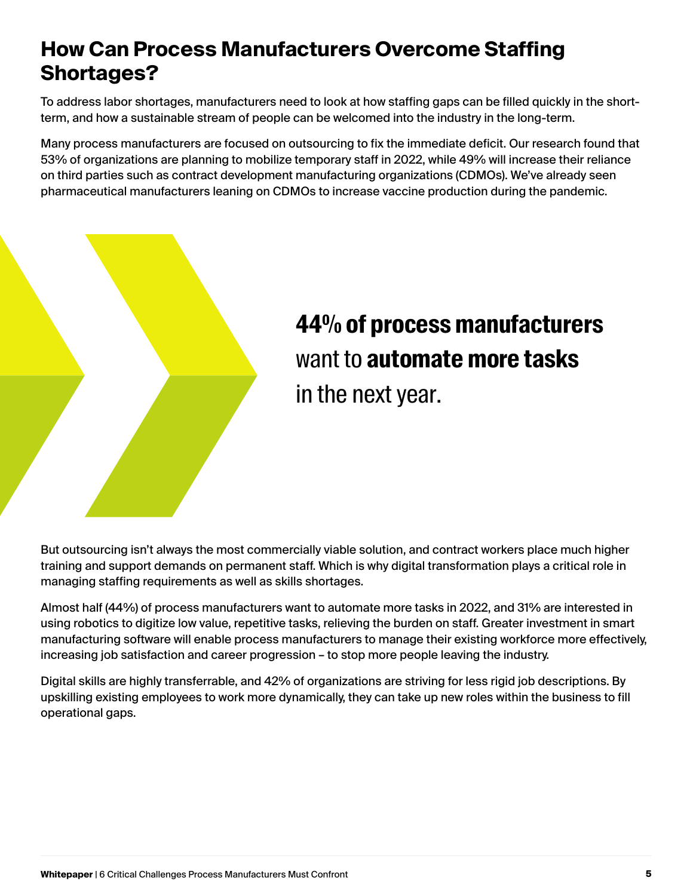## How Can Process Manufacturers Overcome Staffing Shortages?

To address labor shortages, manufacturers need to look at how staffing gaps can be filled quickly in the short-term, and how a sustainable stream of people can be welcomed into the industry in the long-term.

Many process manufacturers are focused on outsourcing to fix the immediate deficit. Our research found that 53% of organizations are planning to mobilize temporary staff in 2022, while 49% will increase their reliance on third parties such as contract development manufacturing organizations (CDMOs). We've already seen pharmaceutical manufacturers leaning on CDMOs to increase vaccine production during the pandemic.

**44% of process manufacturers** want to **automate more tasks** in the next year.

But outsourcing isn't always the most commercially viable solution, and contract workers place much higher training and support demands on permanent staff. Which is why digital transformation plays a critical role in managing staffing requirements as well as skills shortages.

Almost half (44%) of process manufacturers want to automate more tasks in 2022, and 31% are interested in using robotics to digitize low value, repetitive tasks, relieving the burden on staff. Greater investment in smart manufacturing software will enable process manufacturers to manage their existing workforce more effectively, increasing job satisfaction and career progression – to stop more people leaving the industry.

Digital skills are highly transferrable, and 42% of organizations are striving for less rigid job descriptions. By upskilling existing employees to work more dynamically, they can take up new roles within the business to fill operational gaps.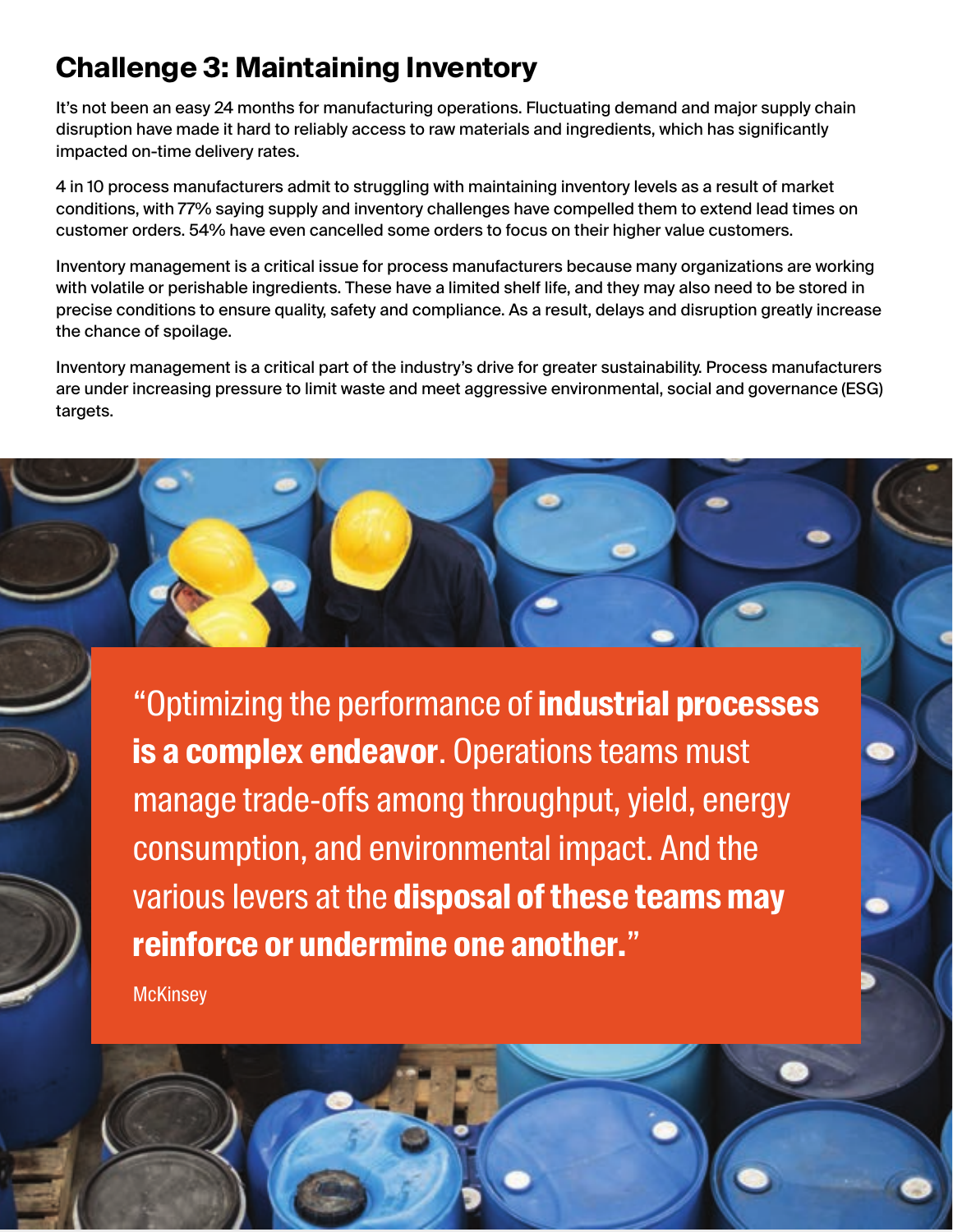## Challenge 3: Maintaining Inventory

It's not been an easy 24 months for manufacturing operations. Fluctuating demand and major supply chain disruption have made it hard to reliably access to raw materials and ingredients, which has significantly impacted on-time delivery rates.

4 in 10 process manufacturers admit to struggling with maintaining inventory levels as a result of market conditions, with 77% saying supply and inventory challenges have compelled them to extend lead times on customer orders. 54% have even cancelled some orders to focus on their higher value customers.

Inventory management is a critical issue for process manufacturers because many organizations are working with volatile or perishable ingredients. These have a limited shelf life, and they may also need to be stored in precise conditions to ensure quality, safety and compliance. As a result, delays and disruption greatly increase the chance of spoilage.

Inventory management is a critical part of the industry's drive for greater sustainability. Process manufacturers are under increasing pressure to limit waste and meet aggressive environmental, social and governance (ESG) targets.

> "Optimizing the performance of **industrial processes is a complex endeavor**. Operations teams must manage trade-offs among throughput, yield, energy consumption, and environmental impact. And the various levers at the **disposal of these teams may reinforce or undermine one another.**"
>
> McKinsey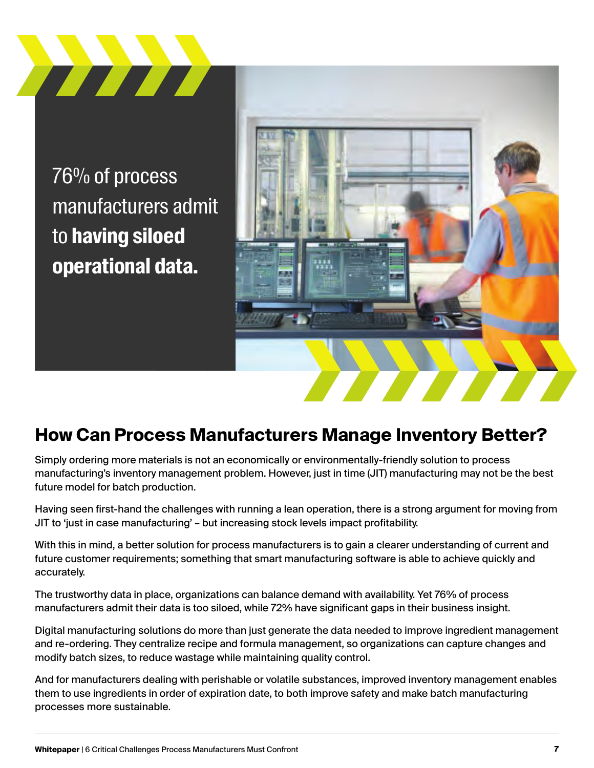76% of process manufacturers admit to **having siloed operational data.**

## How Can Process Manufacturers Manage Inventory Better?

Simply ordering more materials is not an economically or environmentally-friendly solution to process manufacturing's inventory management problem. However, just in time (JIT) manufacturing may not be the best future model for batch production.

Having seen first-hand the challenges with running a lean operation, there is a strong argument for moving from JIT to 'just in case manufacturing' – but increasing stock levels impact profitability.

With this in mind, a better solution for process manufacturers is to gain a clearer understanding of current and future customer requirements; something that smart manufacturing software is able to achieve quickly and accurately.

The trustworthy data in place, organizations can balance demand with availability. Yet 76% of process manufacturers admit their data is too siloed, while 72% have significant gaps in their business insight.

Digital manufacturing solutions do more than just generate the data needed to improve ingredient management and re-ordering. They centralize recipe and formula management, so organizations can capture changes and modify batch sizes, to reduce wastage while maintaining quality control.

And for manufacturers dealing with perishable or volatile substances, improved inventory management enables them to use ingredients in order of expiration date, to both improve safety and make batch manufacturing processes more sustainable.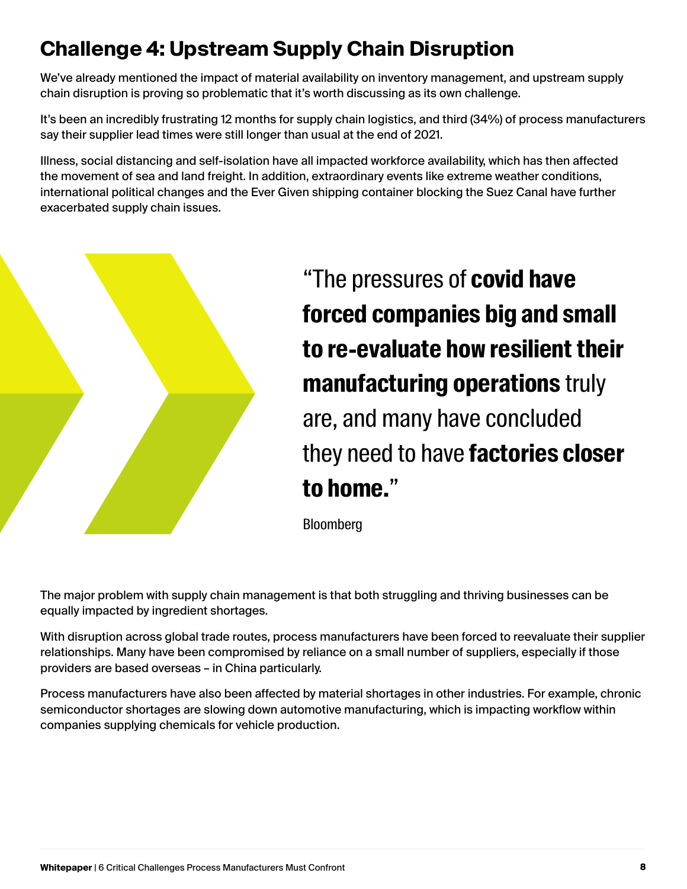## Challenge 4: Upstream Supply Chain Disruption

We've already mentioned the impact of material availability on inventory management, and upstream supply chain disruption is proving so problematic that it's worth discussing as its own challenge.

It's been an incredibly frustrating 12 months for supply chain logistics, and third (34%) of process manufacturers say their supplier lead times were still longer than usual at the end of 2021.

Illness, social distancing and self-isolation have all impacted workforce availability, which has then affected the movement of sea and land freight. In addition, extraordinary events like extreme weather conditions, international political changes and the Ever Given shipping container blocking the Suez Canal have further exacerbated supply chain issues.

> "The pressures of **covid have forced companies big and small to re-evaluate how resilient their manufacturing operations** truly are, and many have concluded they need to have **factories closer to home.**"
>
> Bloomberg

The major problem with supply chain management is that both struggling and thriving businesses can be equally impacted by ingredient shortages.

With disruption across global trade routes, process manufacturers have been forced to reevaluate their supplier relationships. Many have been compromised by reliance on a small number of suppliers, especially if those providers are based overseas – in China particularly.

Process manufacturers have also been affected by material shortages in other industries. For example, chronic semiconductor shortages are slowing down automotive manufacturing, which is impacting workflow within companies supplying chemicals for vehicle production.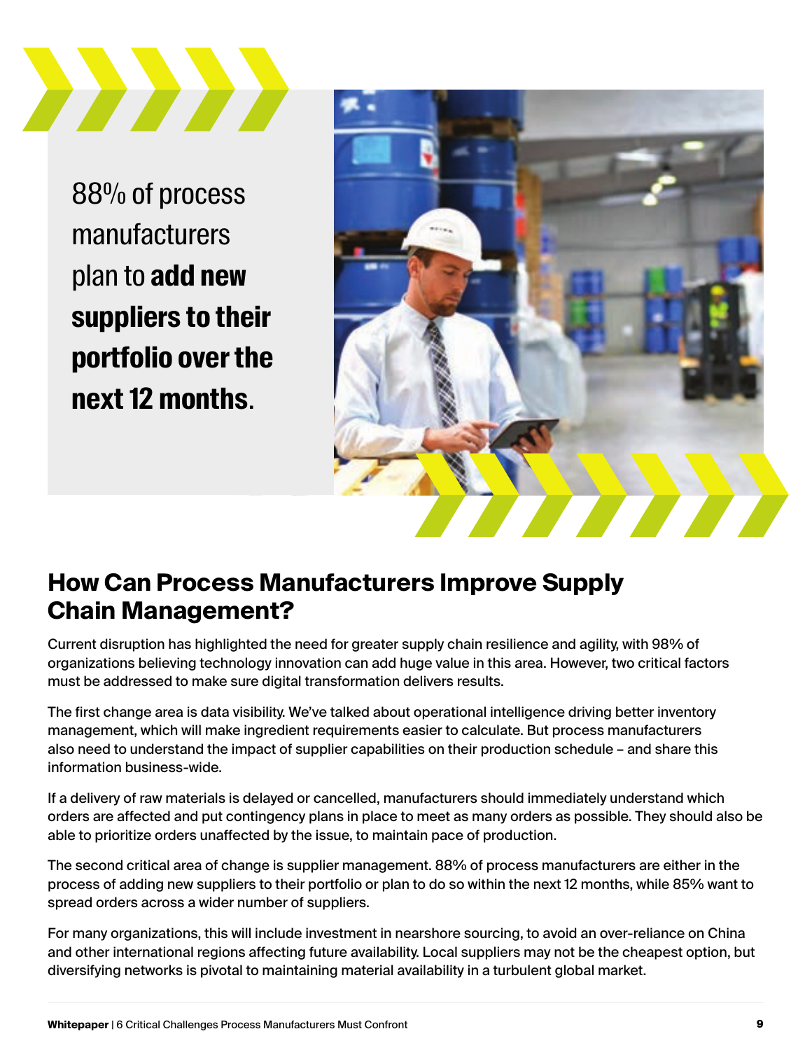88% of process manufacturers plan to **add new suppliers to their portfolio over the next 12 months**.

## How Can Process Manufacturers Improve Supply Chain Management?

Current disruption has highlighted the need for greater supply chain resilience and agility, with 98% of organizations believing technology innovation can add huge value in this area. However, two critical factors must be addressed to make sure digital transformation delivers results.

The first change area is data visibility. We've talked about operational intelligence driving better inventory management, which will make ingredient requirements easier to calculate. But process manufacturers also need to understand the impact of supplier capabilities on their production schedule – and share this information business-wide.

If a delivery of raw materials is delayed or cancelled, manufacturers should immediately understand which orders are affected and put contingency plans in place to meet as many orders as possible. They should also be able to prioritize orders unaffected by the issue, to maintain pace of production.

The second critical area of change is supplier management. 88% of process manufacturers are either in the process of adding new suppliers to their portfolio or plan to do so within the next 12 months, while 85% want to spread orders across a wider number of suppliers.

For many organizations, this will include investment in nearshore sourcing, to avoid an over-reliance on China and other international regions affecting future availability. Local suppliers may not be the cheapest option, but diversifying networks is pivotal to maintaining material availability in a turbulent global market.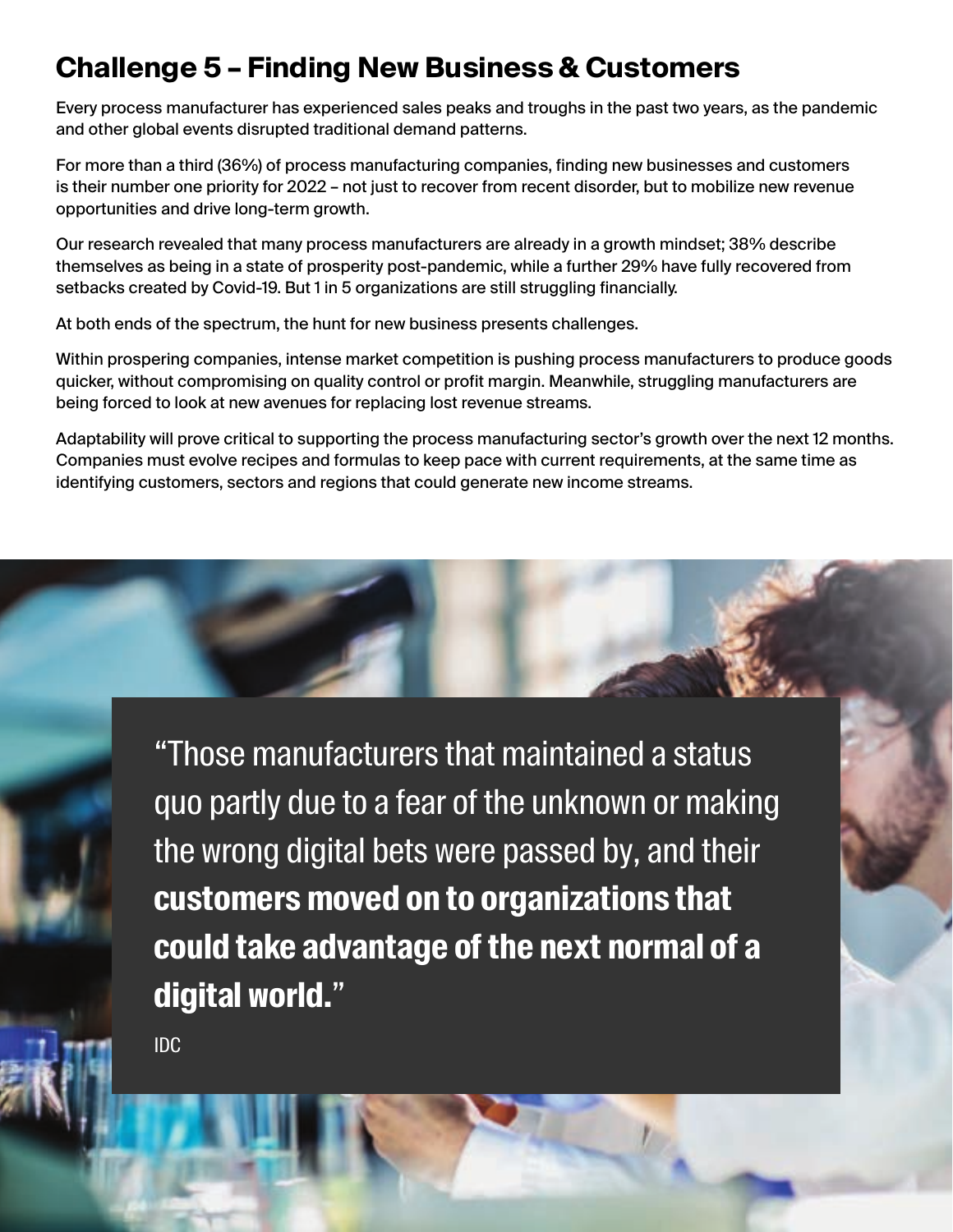## Challenge 5 – Finding New Business & Customers

Every process manufacturer has experienced sales peaks and troughs in the past two years, as the pandemic and other global events disrupted traditional demand patterns.

For more than a third (36%) of process manufacturing companies, finding new businesses and customers is their number one priority for 2022 – not just to recover from recent disorder, but to mobilize new revenue opportunities and drive long-term growth.

Our research revealed that many process manufacturers are already in a growth mindset; 38% describe themselves as being in a state of prosperity post-pandemic, while a further 29% have fully recovered from setbacks created by Covid-19. But 1 in 5 organizations are still struggling financially.

At both ends of the spectrum, the hunt for new business presents challenges.

Within prospering companies, intense market competition is pushing process manufacturers to produce goods quicker, without compromising on quality control or profit margin. Meanwhile, struggling manufacturers are being forced to look at new avenues for replacing lost revenue streams.

Adaptability will prove critical to supporting the process manufacturing sector's growth over the next 12 months. Companies must evolve recipes and formulas to keep pace with current requirements, at the same time as identifying customers, sectors and regions that could generate new income streams.

> "Those manufacturers that maintained a status quo partly due to a fear of the unknown or making the wrong digital bets were passed by, and their **customers moved on to organizations that could take advantage of the next normal of a digital world.**"
>
> IDC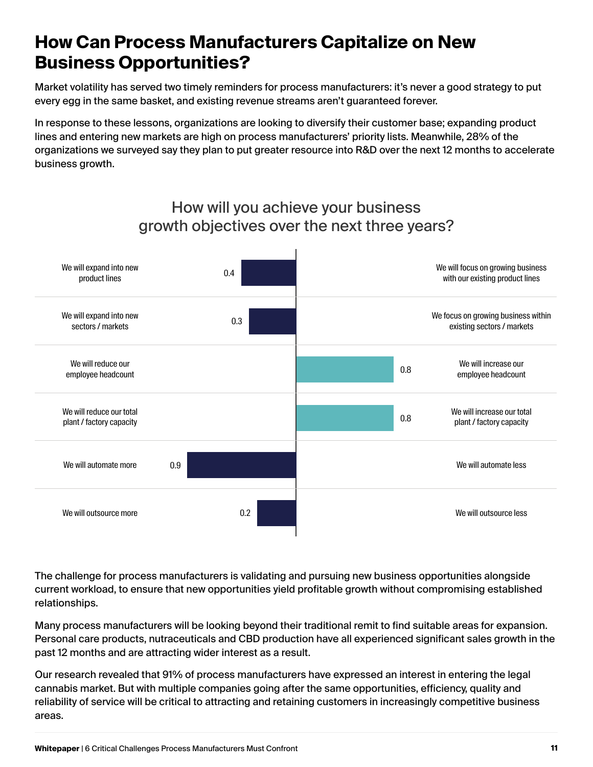# How Can Process Manufacturers Capitalize on New Business Opportunities?

Market volatility has served two timely reminders for process manufacturers: it's never a good strategy to put every egg in the same basket, and existing revenue streams aren't guaranteed forever.

In response to these lessons, organizations are looking to diversify their customer base; expanding product lines and entering new markets are high on process manufacturers' priority lists. Meanwhile, 28% of the organizations we surveyed say they plan to put greater resource into R&D over the next 12 months to accelerate business growth.

## How will you achieve your business growth objectives over the next three years?

| Left statement | Left value | Right value | Right statement |
|---|---|---|---|
| We will expand into new product lines | 0.4 | | We will focus on growing business with our existing product lines |
| We will expand into new sectors / markets | 0.3 | | We focus on growing business within existing sectors / markets |
| We will reduce our employee headcount | | 0.8 | We will increase our employee headcount |
| We will reduce our total plant / factory capacity | | 0.8 | We will increase our total plant / factory capacity |
| We will automate more | 0.9 | | We will automate less |
| We will outsource more | 0.2 | | We will outsource less |

The challenge for process manufacturers is validating and pursuing new business opportunities alongside current workload, to ensure that new opportunities yield profitable growth without compromising established relationships.

Many process manufacturers will be looking beyond their traditional remit to find suitable areas for expansion. Personal care products, nutraceuticals and CBD production have all experienced significant sales growth in the past 12 months and are attracting wider interest as a result.

Our research revealed that 91% of process manufacturers have expressed an interest in entering the legal cannabis market. But with multiple companies going after the same opportunities, efficiency, quality and reliability of service will be critical to attracting and retaining customers in increasingly competitive business areas.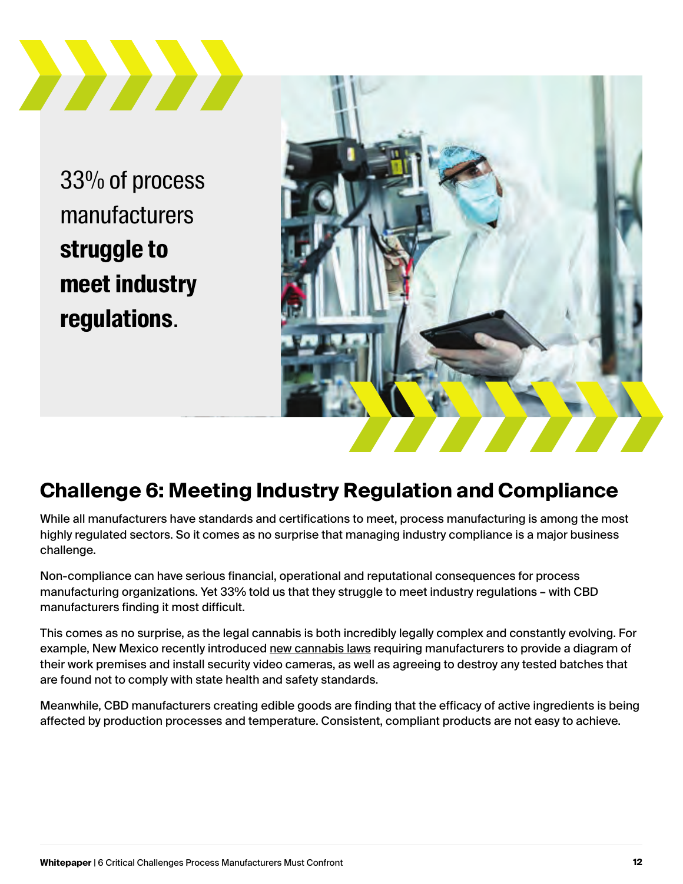33% of process manufacturers **struggle to meet industry regulations**.

## Challenge 6: Meeting Industry Regulation and Compliance

While all manufacturers have standards and certifications to meet, process manufacturing is among the most highly regulated sectors. So it comes as no surprise that managing industry compliance is a major business challenge.

Non-compliance can have serious financial, operational and reputational consequences for process manufacturing organizations. Yet 33% told us that they struggle to meet industry regulations – with CBD manufacturers finding it most difficult.

This comes as no surprise, as the legal cannabis is both incredibly legally complex and constantly evolving. For example, New Mexico recently introduced new cannabis laws requiring manufacturers to provide a diagram of their work premises and install security video cameras, as well as agreeing to destroy any tested batches that are found not to comply with state health and safety standards.

Meanwhile, CBD manufacturers creating edible goods are finding that the efficacy of active ingredients is being affected by production processes and temperature. Consistent, compliant products are not easy to achieve.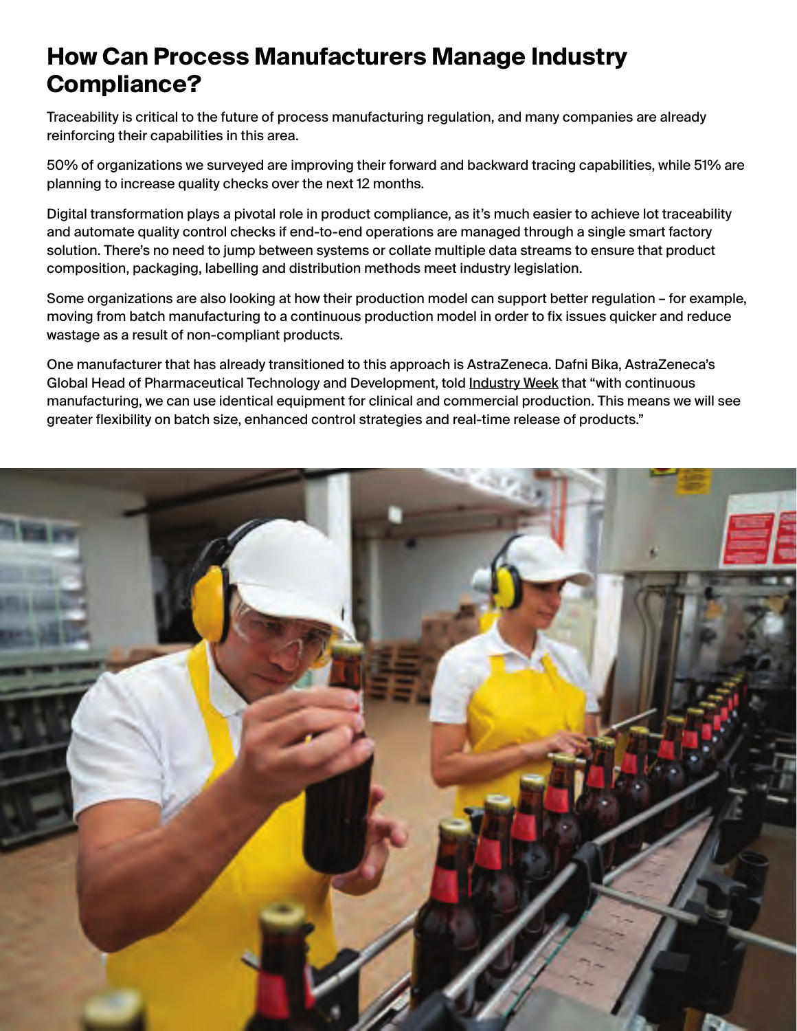# How Can Process Manufacturers Manage Industry Compliance?

Traceability is critical to the future of process manufacturing regulation, and many companies are already reinforcing their capabilities in this area.

50% of organizations we surveyed are improving their forward and backward tracing capabilities, while 51% are planning to increase quality checks over the next 12 months.

Digital transformation plays a pivotal role in product compliance, as it's much easier to achieve lot traceability and automate quality control checks if end-to-end operations are managed through a single smart factory solution. There's no need to jump between systems or collate multiple data streams to ensure that product composition, packaging, labelling and distribution methods meet industry legislation.

Some organizations are also looking at how their production model can support better regulation – for example, moving from batch manufacturing to a continuous production model in order to fix issues quicker and reduce wastage as a result of non-compliant products.

One manufacturer that has already transitioned to this approach is AstraZeneca. Dafni Bika, AstraZeneca's Global Head of Pharmaceutical Technology and Development, told Industry Week that "with continuous manufacturing, we can use identical equipment for clinical and commercial production. This means we will see greater flexibility on batch size, enhanced control strategies and real-time release of products."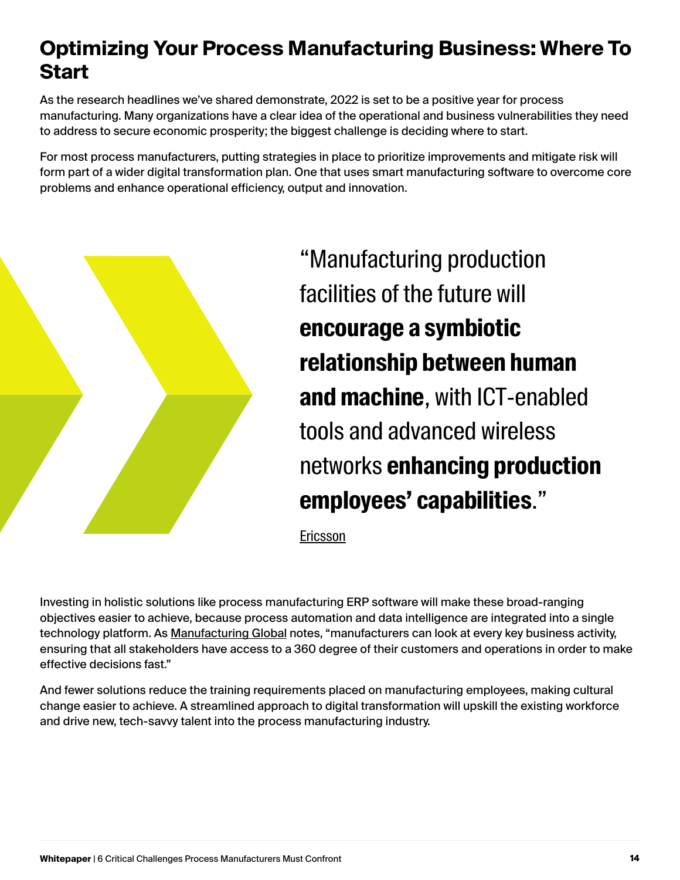# Optimizing Your Process Manufacturing Business: Where To Start

As the research headlines we've shared demonstrate, 2022 is set to be a positive year for process manufacturing. Many organizations have a clear idea of the operational and business vulnerabilities they need to address to secure economic prosperity; the biggest challenge is deciding where to start.

For most process manufacturers, putting strategies in place to prioritize improvements and mitigate risk will form part of a wider digital transformation plan. One that uses smart manufacturing software to overcome core problems and enhance operational efficiency, output and innovation.

> "Manufacturing production facilities of the future will **encourage a symbiotic relationship between human and machine**, with ICT-enabled tools and advanced wireless networks **enhancing production employees' capabilities**."
>
> Ericsson

Investing in holistic solutions like process manufacturing ERP software will make these broad-ranging objectives easier to achieve, because process automation and data intelligence are integrated into a single technology platform. As Manufacturing Global notes, "manufacturers can look at every key business activity, ensuring that all stakeholders have access to a 360 degree of their customers and operations in order to make effective decisions fast."

And fewer solutions reduce the training requirements placed on manufacturing employees, making cultural change easier to achieve. A streamlined approach to digital transformation will upskill the existing workforce and drive new, tech-savvy talent into the process manufacturing industry.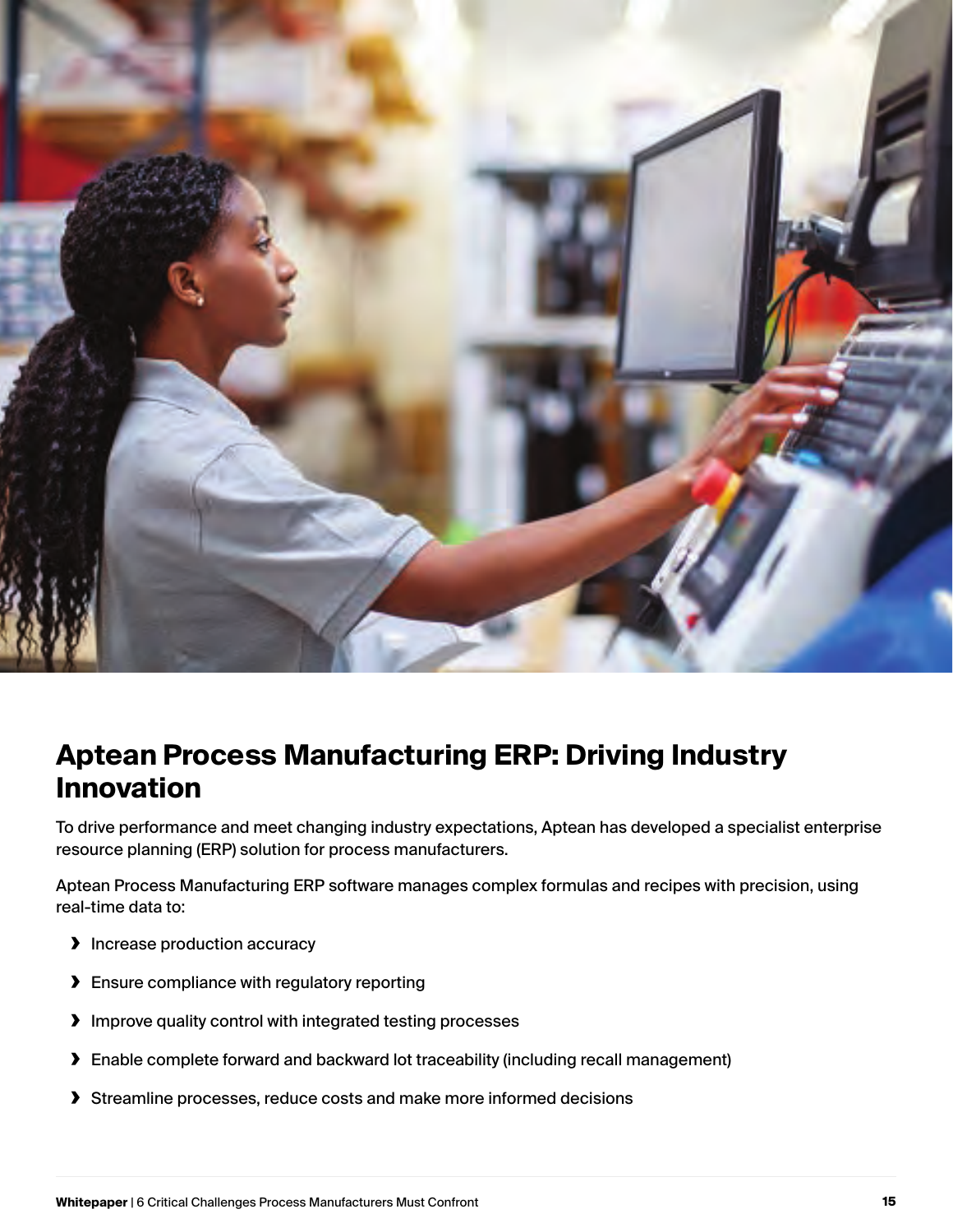## Aptean Process Manufacturing ERP: Driving Industry Innovation

To drive performance and meet changing industry expectations, Aptean has developed a specialist enterprise resource planning (ERP) solution for process manufacturers.

Aptean Process Manufacturing ERP software manages complex formulas and recipes with precision, using real-time data to:

- Increase production accuracy
- Ensure compliance with regulatory reporting
- Improve quality control with integrated testing processes
- Enable complete forward and backward lot traceability (including recall management)
- Streamline processes, reduce costs and make more informed decisions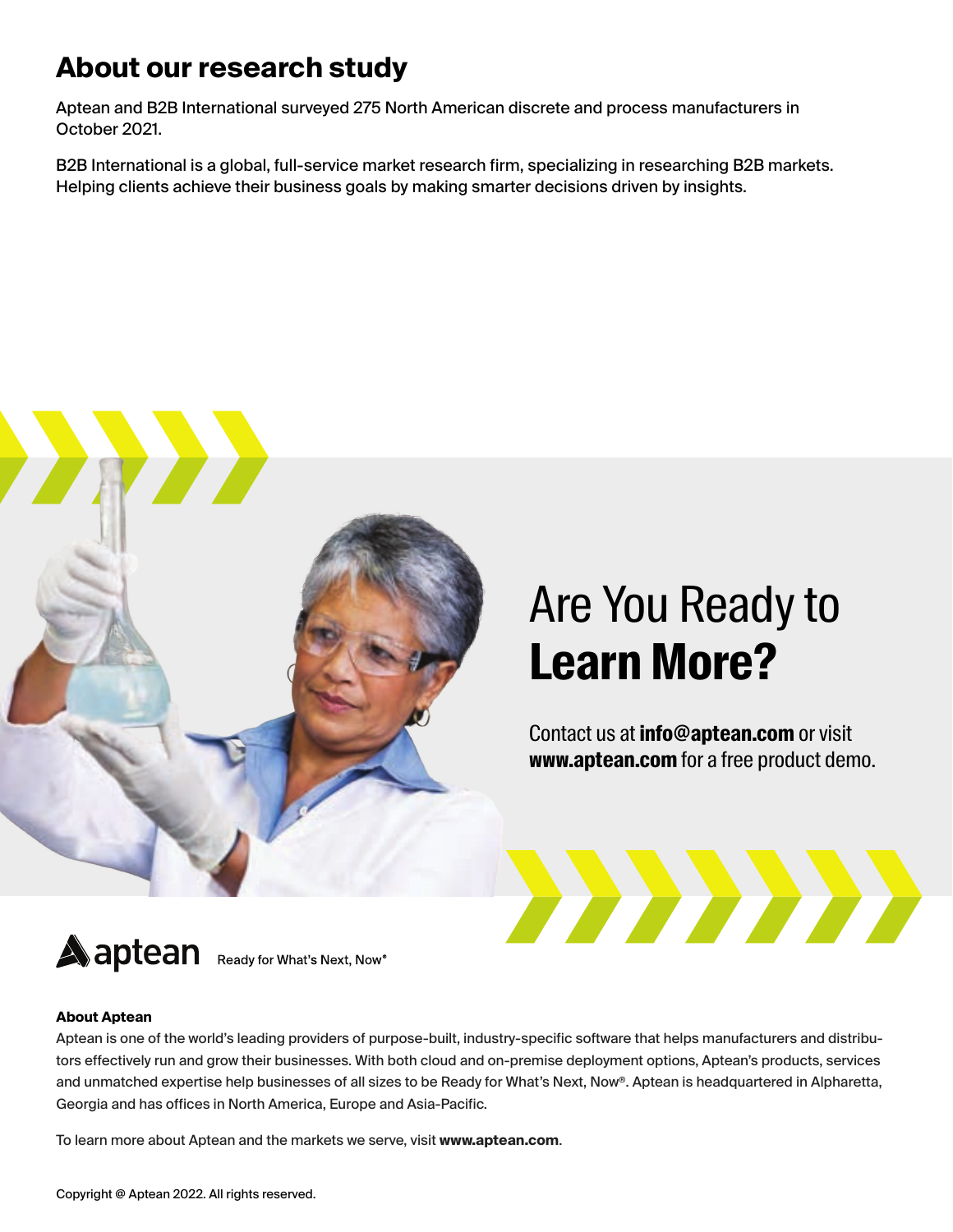## About our research study

Aptean and B2B International surveyed 275 North American discrete and process manufacturers in October 2021.

B2B International is a global, full-service market research firm, specializing in researching B2B markets. Helping clients achieve their business goals by making smarter decisions driven by insights.

Are You Ready to
**Learn More?**

Contact us at **info@aptean.com** or visit **www.aptean.com** for a free product demo.

aptean Ready for What's Next, Now®

**About Aptean**

Aptean is one of the world's leading providers of purpose-built, industry-specific software that helps manufacturers and distributors effectively run and grow their businesses. With both cloud and on-premise deployment options, Aptean's products, services and unmatched expertise help businesses of all sizes to be Ready for What's Next, Now®. Aptean is headquartered in Alpharetta, Georgia and has offices in North America, Europe and Asia-Pacific.

To learn more about Aptean and the markets we serve, visit **www.aptean.com**.

Copyright @ Aptean 2022. All rights reserved.